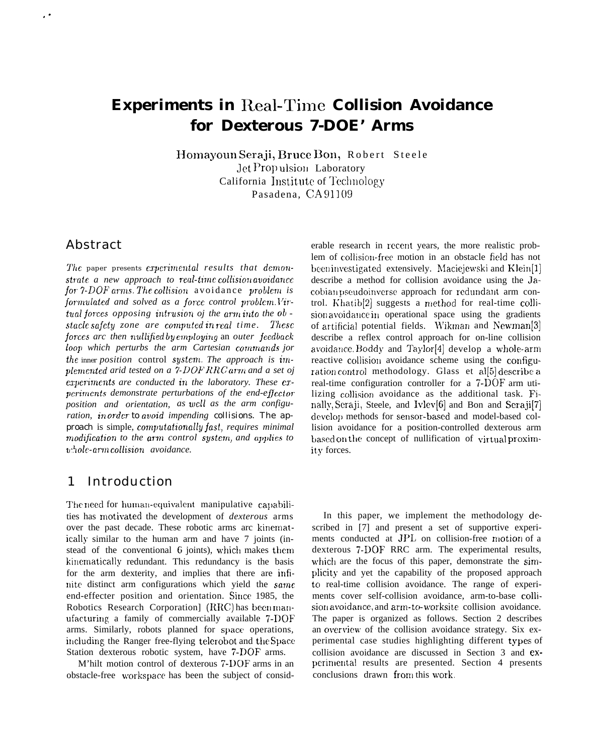# Experiments in Real-Time Collision Avoidance for Dexterous 7-DOE' Arms

Homayoun Seraji, Bruce Bon, Robert Steele
Jet Propulsion Laboratory
California Institute of Technology
Pasadena, CA 91109

## Abstract

*The paper presents experimental results that demonstrate a new approach to real-time collision avoidance for 7-DOF arms. The collision avoidance problem is formulated and solved as a force control problem. Virtual forces opposing intrusion of the arm into the obstacle safety zone are computed in real time. These forces are then nullified by employing an outer feedback loop which perturbs the arm Cartesian commands for the inner position control system. The approach is implemented and tested on a 7-DOF RRC arm and a set of experiments are conducted in the laboratory. These experiments demonstrate perturbations of the end-effector position and orientation, as well as the arm configuration, in order to avoid impending collisions. The approach is simple, computationally fast, requires minimal modification to the arm control system, and applies to whole-arm collision avoidance.*

## 1 Introduction

The need for human-equivalent manipulative capabilities has motivated the development of *dexterous* arms over the past decade. These robotic arms are kinematically similar to the human arm and have 7 joints (instead of the conventional 6 joints), which makes them kinematically redundant. This redundancy is the basis for the arm dexterity, and implies that there are infinite distinct arm configurations which yield the *same* end-effecter position and orientation. Since 1985, the Robotics Research Corporation] (RRC) has been manufacturing a family of commercially available 7-DOF arms. Similarly, robots planned for space operations, including the Ranger free-flying telerobot and the Space Station dexterous robotic system, have 7-DOF arms.

M'hilt motion control of dexterous 7-DOF arms in an obstacle-free workspace has been the subject of considerable research in recent years, the more realistic problem of collision-free motion in an obstacle field has not been investigated extensively. Maciejewski and Klein[1] describe a method for collision avoidance using the Jacobian pseudoinverse approach for redundant arm control. Khatib[2] suggests a method for real-time collision avoidance in operational space using the gradients of artificial potential fields. Wikman and Newman[3] describe a reflex control approach for on-line collision avoidance. Boddy and Taylor[4] develop a whole-arm reactive collision avoidance scheme using the configuration control methodology. Glass et al[5] describe a real-time configuration controller for a 7-DOF arm utilizing collision avoidance as the additional task. Finally, Seraji, Steele, and Ivlev[6] and Bon and Seraji[7] develop methods for sensor-based and model-based collision avoidance for a position-controlled dexterous arm based on the concept of nullification of virtual proximity forces.

In this paper, we implement the methodology described in [7] and present a set of supportive experiments conducted at JPL on collision-free motion of a dexterous 7-DOF RRC arm. The experimental results, which are the focus of this paper, demonstrate the simplicity and yet the capability of the proposed approach to real-time collision avoidance. The range of experiments cover self-collision avoidance, arm-to-base collision avoidance, and arm-to-worksite collision avoidance. The paper is organized as follows. Section 2 describes an overview of the collision avoidance strategy. Six experimental case studies highlighting different types of collision avoidance are discussed in Section 3 and experimental results are presented. Section 4 presents conclusions drawn from this work.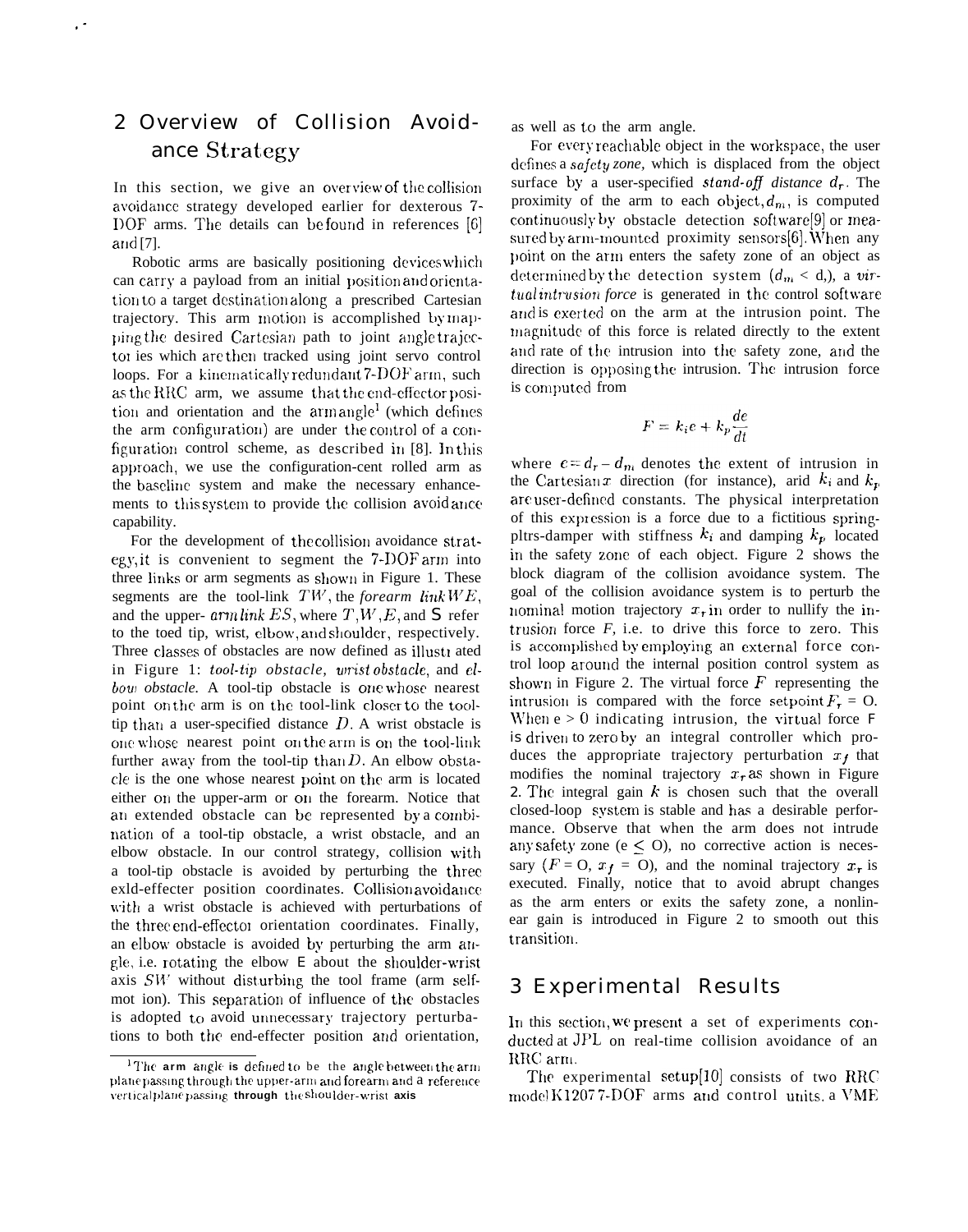## 2 Overview of Collision Avoidance Strategy

In this section, we give an overview of the collision avoidance strategy developed earlier for dexterous 7-DOF arms. The details can be found in references [6] and [7].

Robotic arms are basically positioning devices which can carry a payload from an initial position and orientation to a target destination along a prescribed Cartesian trajectory. This arm motion is accomplished by mapping the desired Cartesian path to joint angle trajectories which are then tracked using joint servo control loops. For a kinematically redundant 7-DOF arm, such as the RRC arm, we assume that the end-effector position and orientation and the arm angle[1] (which defines the arm configuration) are under the control of a configuration control scheme, as described in [8]. In this approach, we use the configuration-controlled arm as the baseline system and make the necessary enhancements to this system to provide the collision avoidance capability.

For the development of the collision avoidance strategy, it is convenient to segment the 7-DOF arm into three links or arm segments as shown in Figure 1. These segments are the tool-link $TW$, the *forearm link* $WE$, and the *upper-arm link* $ES$, where $T$, $W$, $E$, and S refer to the tool tip, wrist, elbow, and shoulder, respectively. Three classes of obstacles are now defined as illustrated in Figure 1: *tool-tip obstacle, wrist obstacle*, and *elbow obstacle*. A tool-tip obstacle is one whose nearest point on the arm is on the tool-link closer to the tool-tip than a user-specified distance $D$. A wrist obstacle is one whose nearest point on the arm is on the tool-link further away from the tool-tip than $D$. An elbow obstacle is the one whose nearest point on the arm is located either on the upper-arm or on the forearm. Notice that an extended obstacle can be represented by a combination of a tool-tip obstacle, a wrist obstacle, and an elbow obstacle. In our control strategy, collision with a tool-tip obstacle is avoided by perturbing the three end-effecter position coordinates. Collision avoidance with a wrist obstacle is achieved with perturbations of the three end-effector orientation coordinates. Finally, an elbow obstacle is avoided by perturbing the arm angle, i.e. rotating the elbow E about the shoulder-wrist axis $SW$ without disturbing the tool frame (arm self-motion). This separation of influence of the obstacles is adopted to avoid unnecessary trajectory perturbations to both the end-effecter position and orientation, as well as to the arm angle.

For every reachable object in the workspace, the user defines a *safety zone*, which is displaced from the object surface by a user-specified *stand-off distance* $d_r$. The proximity of the arm to each object, $d_m$, is computed continuously by obstacle detection software[9] or measured by arm-mounted proximity sensors[6]. When any point on the arm enters the safety zone of an object as determined by the detection system ($d_m < d_r$), a *virtual intrusion force* is generated in the control software and is exerted on the arm at the intrusion point. The magnitude of this force is related directly to the extent and rate of the intrusion into the safety zone, and the direction is opposing the intrusion. The intrusion force is computed from

$$F = k_i e + k_p \frac{de}{dt}$$

where $e = d_r - d_m$ denotes the extent of intrusion in the Cartesian $x$ direction (for instance), and $k_i$ and $k_p$ are user-defined constants. The physical interpretation of this expression is a force due to a fictitious spring-plus-damper with stiffness $k_i$ and damping $k_p$ located in the safety zone of each object. Figure 2 shows the block diagram of the collision avoidance system. The goal of the collision avoidance system is to perturb the nominal motion trajectory $x_r$ in order to nullify the intrusion force $F$, i.e. to drive this force to zero. This is accomplished by employing an external force control loop around the internal position control system as shown in Figure 2. The virtual force $F$ representing the intrusion is compared with the force setpoint $F_r = 0$. When $e > 0$ indicating intrusion, the virtual force F is driven to zero by an integral controller which produces the appropriate trajectory perturbation $x_f$ that modifies the nominal trajectory $x_r$ as shown in Figure 2. The integral gain $k$ is chosen such that the overall closed-loop system is stable and has a desirable performance. Observe that when the arm does not intrude any safety zone ($e \leq 0$), no corrective action is necessary ($F = 0$, $x_f = 0$), and the nominal trajectory $x_r$ is executed. Finally, notice that to avoid abrupt changes as the arm enters or exits the safety zone, a nonlinear gain is introduced in Figure 2 to smooth out this transition.

## 3 Experimental Results

In this section, we present a set of experiments conducted at JPL on real-time collision avoidance of an RRC arm.

The experimental setup[10] consists of two RRC model K1207 7-DOF arms and control units, a VME

[1] The arm angle is defined to be the angle between the arm plane passing through the upper-arm and forearm and a reference vertical plane passing through the shoulder-wrist axis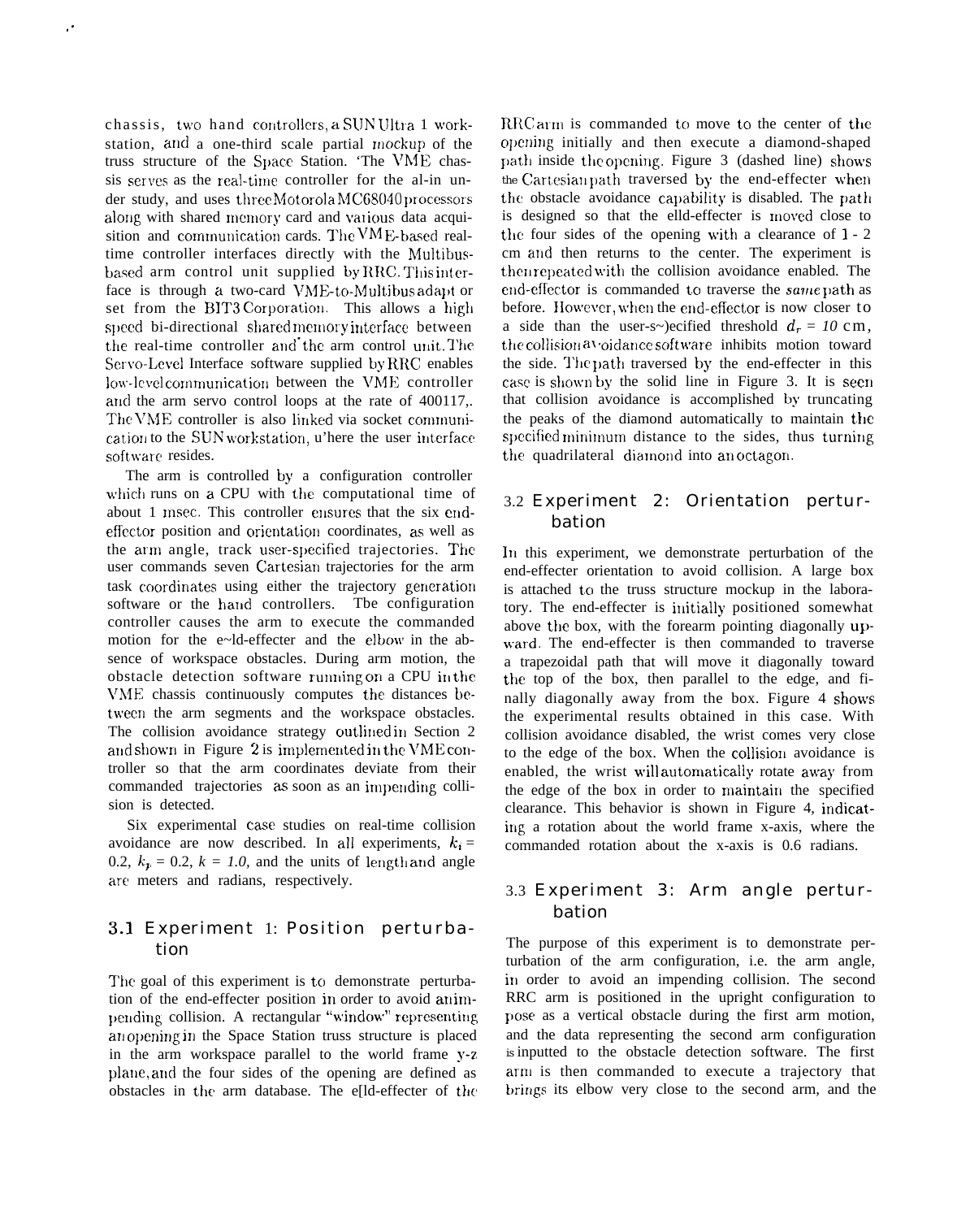chassis, two hand controllers, a SUN Ultra 1 workstation, and a one-third scale partial mockup of the truss structure of the Space Station. The VME chassis serves as the real-time controller for the arm under study, and uses three Motorola MC68040 processors along with shared memory card and various data acquisition and communication cards. The VME-based real-time controller interfaces directly with the Multibus-based arm control unit supplied by RRC. This interface is through a two-card VME-to-Multibus adapter set from the BIT3 Corporation. This allows a high speed bi-directional shared memory interface between the real-time controller and the arm control unit. The Servo-Level Interface software supplied by RRC enables low-level communication between the VME controller and the arm servo control loops at the rate of 400Hz. The VME controller is also linked via socket communication to the SUN workstation, where the user interface software resides.

The arm is controlled by a configuration controller which runs on a CPU with the computational time of about 1 msec. This controller ensures that the six end-effector position and orientation coordinates, as well as the arm angle, track user-specified trajectories. The user commands seven Cartesian trajectories for the arm task coordinates using either the trajectory generation software or the hand controllers. The configuration controller causes the arm to execute the commanded motion for the end-effecter and the elbow in the absence of workspace obstacles. During arm motion, the obstacle detection software running on a CPU in the VME chassis continuously computes the distances between the arm segments and the workspace obstacles. The collision avoidance strategy outlined in Section 2 and shown in Figure 2 is implemented in the VME controller so that the arm coordinates deviate from their commanded trajectories as soon as an impending collision is detected.

Six experimental case studies on real-time collision avoidance are now described. In all experiments, $k_i = 0.2$, $k_p = 0.2$, $k = 1.0$, and the units of length and angle are meters and radians, respectively.

### 3.1 Experiment 1: Position perturbation

The goal of this experiment is to demonstrate perturbation of the end-effecter position in order to avoid an impending collision. A rectangular "window" representing an opening in the Space Station truss structure is placed in the arm workspace parallel to the world frame y-z plane, and the four sides of the opening are defined as obstacles in the arm database. The end-effecter of the RRC arm is commanded to move to the center of the opening initially and then execute a diamond-shaped path inside the opening. Figure 3 (dashed line) shows the Cartesian path traversed by the end-effecter when the obstacle avoidance capability is disabled. The path is designed so that the end-effecter is moved close to the four sides of the opening with a clearance of 1 - 2 cm and then returns to the center. The experiment is then repeated with the collision avoidance enabled. The end-effector is commanded to traverse the *same* path as before. However, when the end-effector is now closer to a side than the user-specified threshold $d_r = 10$ cm, the collision avoidance software inhibits motion toward the side. The path traversed by the end-effecter in this case is shown by the solid line in Figure 3. It is seen that collision avoidance is accomplished by truncating the peaks of the diamond automatically to maintain the specified minimum distance to the sides, thus turning the quadrilateral diamond into an octagon.

### 3.2 Experiment 2: Orientation perturbation

In this experiment, we demonstrate perturbation of the end-effecter orientation to avoid collision. A large box is attached to the truss structure mockup in the laboratory. The end-effecter is initially positioned somewhat above the box, with the forearm pointing diagonally upward. The end-effecter is then commanded to traverse a trapezoidal path that will move it diagonally toward the top of the box, then parallel to the edge, and finally diagonally away from the box. Figure 4 shows the experimental results obtained in this case. With collision avoidance disabled, the wrist comes very close to the edge of the box. When the collision avoidance is enabled, the wrist will automatically rotate away from the edge of the box in order to maintain the specified clearance. This behavior is shown in Figure 4, indicating a rotation about the world frame x-axis, where the commanded rotation about the x-axis is 0.6 radians.

### 3.3 Experiment 3: Arm angle perturbation

The purpose of this experiment is to demonstrate perturbation of the arm configuration, i.e. the arm angle, in order to avoid an impending collision. The second RRC arm is positioned in the upright configuration to pose as a vertical obstacle during the first arm motion, and the data representing the second arm configuration is inputted to the obstacle detection software. The first arm is then commanded to execute a trajectory that brings its elbow very close to the second arm, and the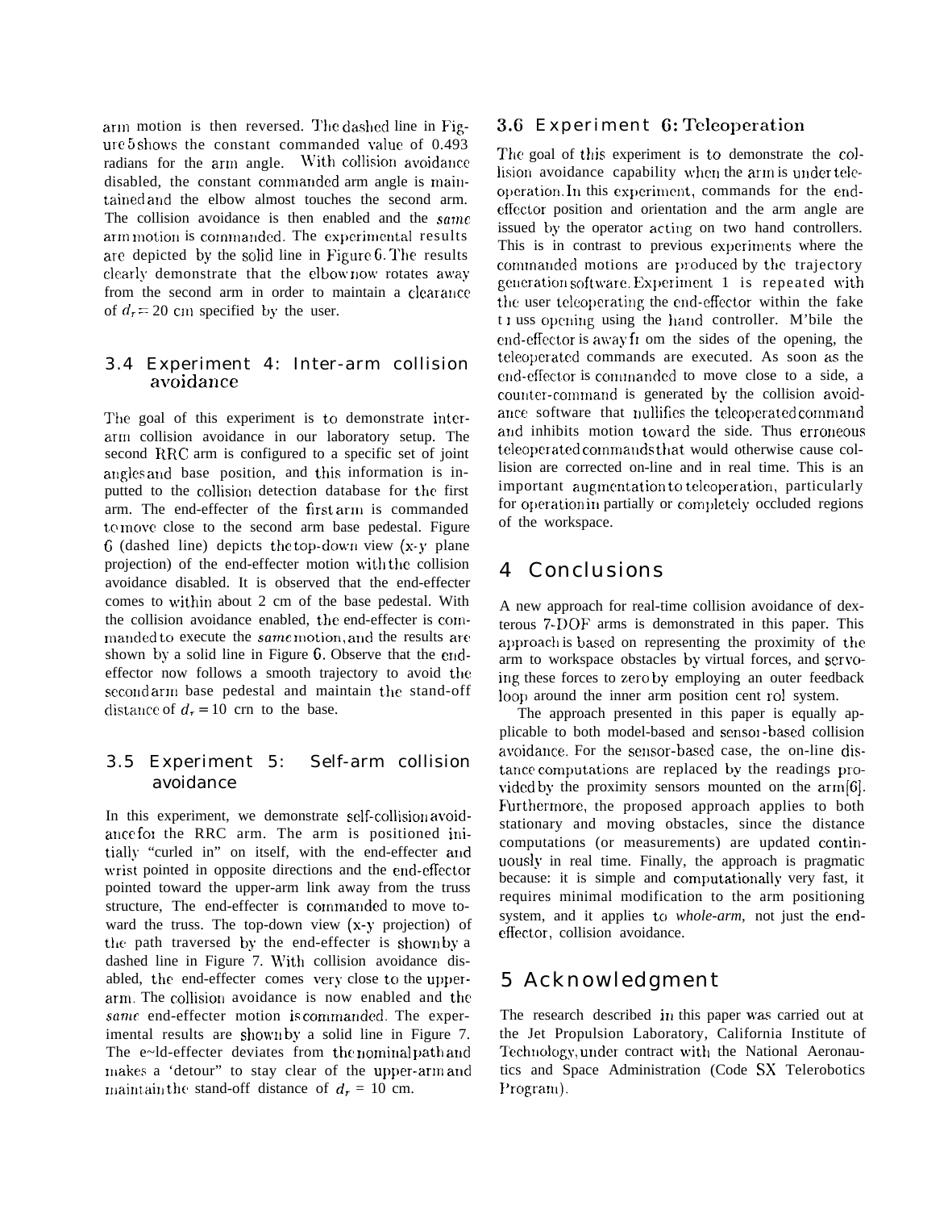arm motion is then reversed. The dashed line in Figure 5 shows the constant commanded value of 0.493 radians for the arm angle. With collision avoidance disabled, the constant commanded arm angle is maintained and the elbow almost touches the second arm. The collision avoidance is then enabled and the *same* arm motion is commanded. The experimental results are depicted by the solid line in Figure 6. The results clearly demonstrate that the elbow now rotates away from the second arm in order to maintain a clearance of $d_r = 20$ cm specified by the user.

### 3.4 Experiment 4: Inter-arm collision avoidance

The goal of this experiment is to demonstrate inter-arm collision avoidance in our laboratory setup. The second RRC arm is configured to a specific set of joint angles and base position, and this information is inputted to the collision detection database for the first arm. The end-effecter of the first arm is commanded to move close to the second arm base pedestal. Figure 6 (dashed line) depicts the top-down view (x-y plane projection) of the end-effecter motion with the collision avoidance disabled. It is observed that the end-effecter comes to within about 2 cm of the base pedestal. With the collision avoidance enabled, the end-effecter is commanded to execute the *same* motion, and the results are shown by a solid line in Figure 6. Observe that the end-effector now follows a smooth trajectory to avoid the second arm base pedestal and maintain the stand-off distance of $d_r = 10$ crn to the base.

### 3.5 Experiment 5: Self-arm collision avoidance

In this experiment, we demonstrate self-collision avoidance for the RRC arm. The arm is positioned initially "curled in" on itself, with the end-effecter and wrist pointed in opposite directions and the end-effector pointed toward the upper-arm link away from the truss structure, The end-effecter is commanded to move toward the truss. The top-down view (x-y projection) of the path traversed by the end-effecter is shown by a dashed line in Figure 7. With collision avoidance disabled, the end-effecter comes very close to the upper-arm. The collision avoidance is now enabled and the *same* end-effecter motion is commanded. The experimental results are shown by a solid line in Figure 7. The e~ld-effecter deviates from the nominal path and makes a 'detour" to stay clear of the upper-arm and maintain the stand-off distance of $d_r$ = 10 cm.

### 3.6 Experiment 6: Teleoperation

The goal of this experiment is to demonstrate the collision avoidance capability when the arm is under teleoperation. In this experiment, commands for the end-effector position and orientation and the arm angle are issued by the operator acting on two hand controllers. This is in contrast to previous experiments where the commanded motions are produced by the trajectory generation software. Experiment 1 is repeated with the user teleoperating the end-effector within the fake t ı uss opening using the hand controller. M'bile the end-effector is away fı om the sides of the opening, the teleoperated commands are executed. As soon as the end-effector is commanded to move close to a side, a counter-command is generated by the collision avoidance software that nullifies the teleoperated command and inhibits motion toward the side. Thus erroneous teleoperated commands that would otherwise cause collision are corrected on-line and in real time. This is an important augmentation to teleoperation, particularly for operation in partially or completely occluded regions of the workspace.

## 4 Conclusions

A new approach for real-time collision avoidance of dexterous 7-DOF arms is demonstrated in this paper. This approach is based on representing the proximity of the arm to workspace obstacles by virtual forces, and servoing these forces to zero by employing an outer feedback loop around the inner arm position cent rol system.

The approach presented in this paper is equally applicable to both model-based and sensoı-based collision avoidance. For the sensor-based case, the on-line distance computations are replaced by the readings provided by the proximity sensors mounted on the arm[6]. Furthermore, the proposed approach applies to both stationary and moving obstacles, since the distance computations (or measurements) are updated continuously in real time. Finally, the approach is pragmatic because: it is simple and computationally very fast, it requires minimal modification to the arm positioning system, and it applies to *whole-arm,* not just the end-effector, collision avoidance.

## 5 Acknowledgment

The research described in this paper was carried out at the Jet Propulsion Laboratory, California Institute of Technology, under contract with the National Aeronautics and Space Administration (Code SX Telerobotics Program).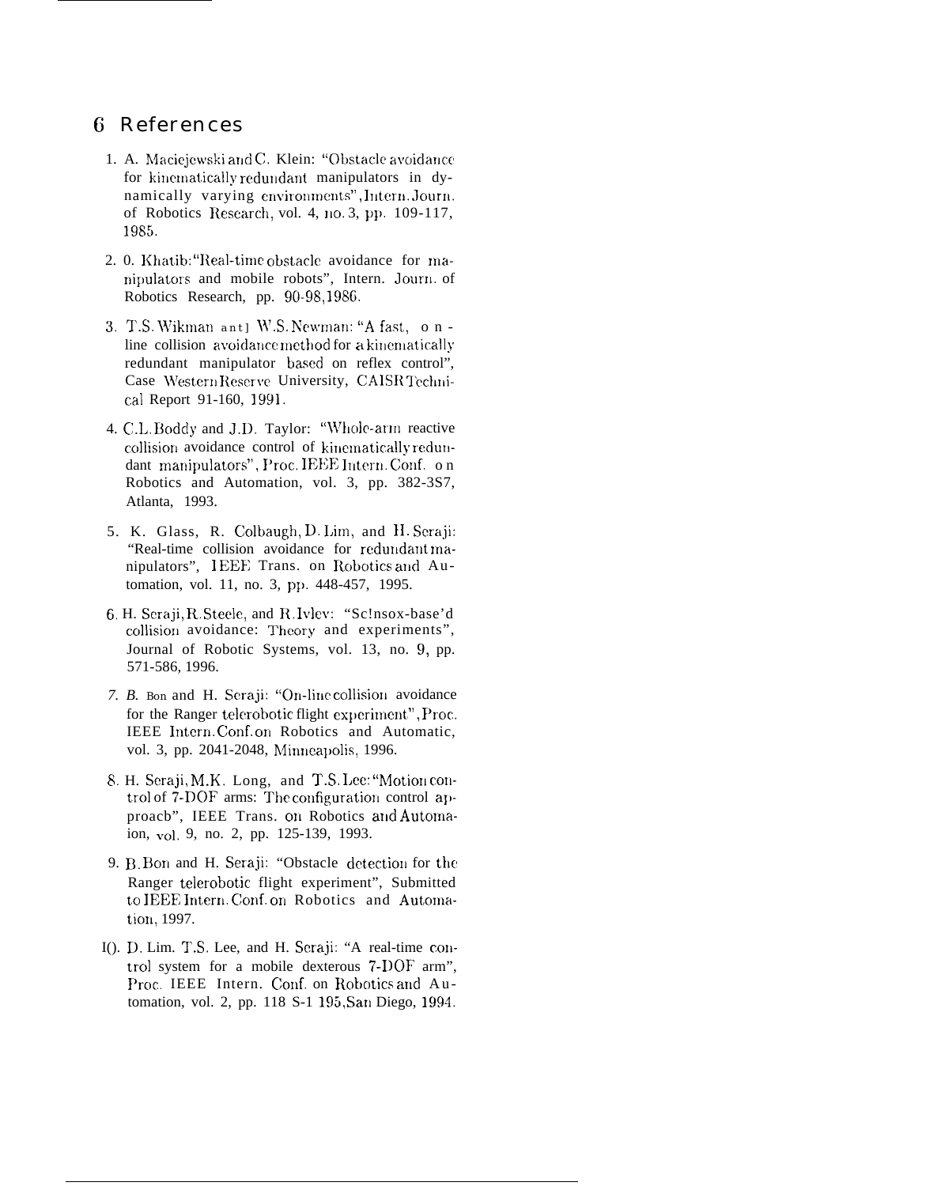# 6 References

1. A. Maciejewski and C. Klein: "Obstacle avoidance for kinematically redundant manipulators in dynamically varying environments", Intern. Journ. of Robotics Research, vol. 4, no. 3, pp. 109-117, 1985.

2. 0. Khatib: "Real-time obstacle avoidance for manipulators and mobile robots", Intern. Journ. of Robotics Research, pp. 90-98, 1986.

3. T.S. Wikman and W.S. Newman: "A fast, on-line collision avoidance method for a kinematically redundant manipulator based on reflex control", Case Western Reserve University, CAISR Technical Report 91-160, 1991.

4. C.L. Boddy and J.D. Taylor: "Whole-arm reactive collision avoidance control of kinematically redundant manipulators", Proc. IEEE Intern. Conf. on Robotics and Automation, vol. 3, pp. 382-3S7, Atlanta, 1993.

5. K. Glass, R. Colbaugh, D. Lim, and H. Seraji: "Real-time collision avoidance for redundant manipulators", IEEE Trans. on Robotics and Automation, vol. 11, no. 3, pp. 448-457, 1995.

6. H. Seraji, R. Steele, and R. Ivlev: "Sc!nsox-base'd collision avoidance: Theory and experiments", Journal of Robotic Systems, vol. 13, no. 9, pp. 571-586, 1996.

7. B. Bon and H. Seraji: "On-line collision avoidance for the Ranger telerobotic flight experiment", Proc. IEEE Intern. Conf. on Robotics and Automatic, vol. 3, pp. 2041-2048, Minneapolis, 1996.

8. H. Seraji, M.K. Long, and T.S. Lee: "Motion control of 7-DOF arms: The configuration control approacb", IEEE Trans. on Robotics and Automaion, vol. 9, no. 2, pp. 125-139, 1993.

9. B. Bon and H. Seraji: "Obstacle detection for the Ranger telerobotic flight experiment", Submitted to IEEE Intern. Conf. on Robotics and Automation, 1997.

10. D. Lim. T.S. Lee, and H. Seraji: "A real-time control system for a mobile dexterous 7-DOF arm", Proc. IEEE Intern. Conf. on Robotics and Automation, vol. 2, pp. 118 S-1 195, San Diego, 1994.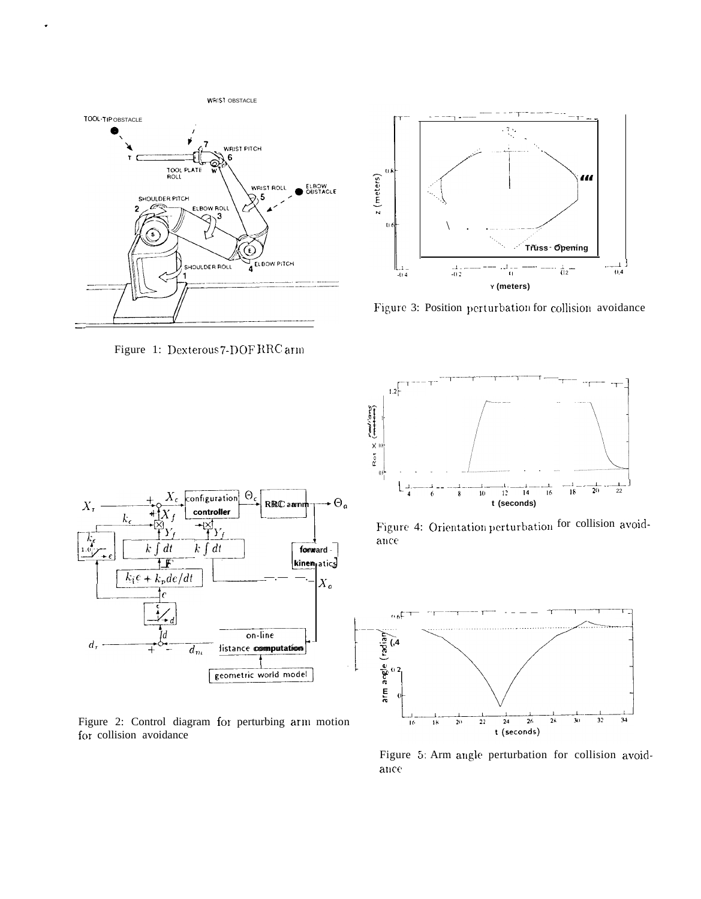Figure 1: Dexterous 7-DOF RRC arm

Figure 3: Position perturbation for collision avoidance

Figure 4: Orientation perturbation for collision avoidance

Figure 2: Control diagram for perturbing arm motion for collision avoidance

Figure 5: Arm angle perturbation for collision avoidance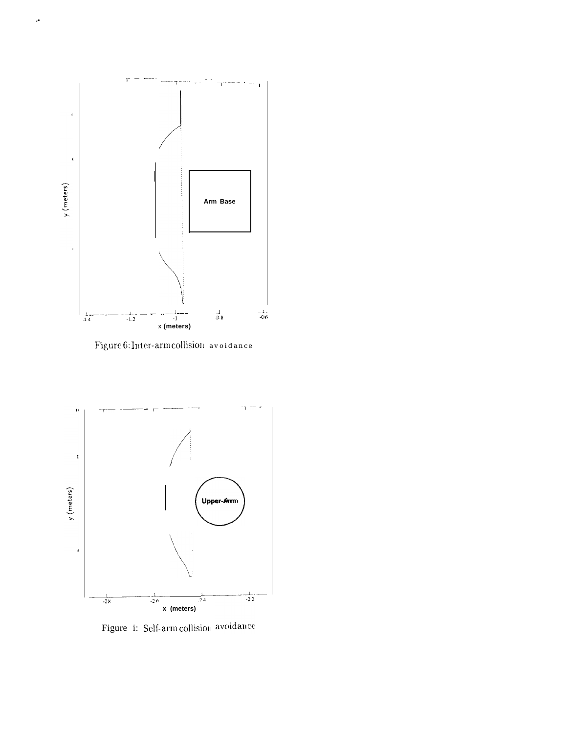Arm Base

y (meters)

.1 4

-1.2

-1

.0 8

-0.6

x (meters)

Figure 6: Inter-arm collision avoidance

Upper-Arm

y (meters)

-2 8

-2 6

-2 4

-2 2

x (meters)

Figure 7: Self-arm collision avoidance